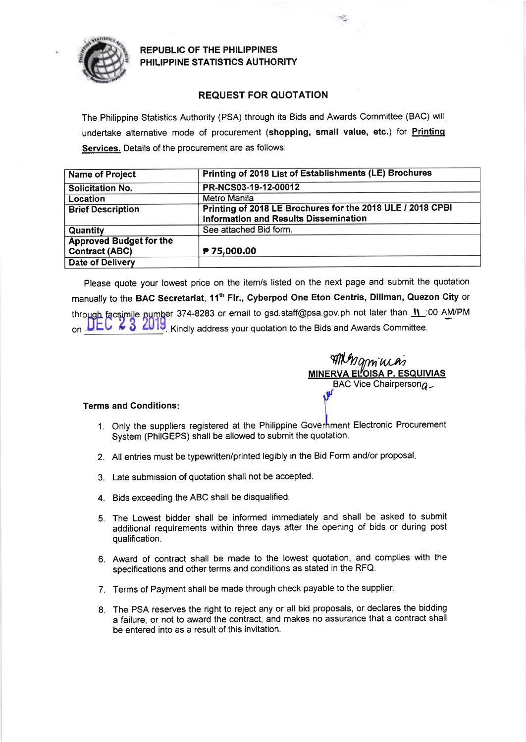**REPUBLIC OF THE PHILIPPINES**
**PHILIPPINE STATISTICS AUTHORITY**

## REQUEST FOR QUOTATION

The Philippine Statistics Authority (PSA) through its Bids and Awards Committee (BAC) will undertake alternative mode of procurement (**shopping, small value, etc.**) for **Printing Services.** Details of the procurement are as follows:

| Name of Project | Printing of 2018 List of Establishments (LE) Brochures |
|---|---|
| Solicitation No. | PR-NCS03-19-12-00012 |
| Location | Metro Manila |
| Brief Description | Printing of 2018 LE Brochures for the 2018 ULE / 2018 CPBI Information and Results Dissemination |
| Quantity | See attached Bid form. |
| Approved Budget for the Contract (ABC) | ₱ 75,000.00 |
| Date of Delivery | |

Please quote your lowest price on the item/s listed on the next page and submit the quotation manually to the **BAC Secretariat, 11th Flr., Cyberpod One Eton Centris, Diliman, Quezon City** or through facsimile number 374-8283 or email to gsd.staff@psa.gov.ph not later than 11 :00 AM/PM on DEC 23 2019. Kindly address your quotation to the Bids and Awards Committee.

**MINERVA ELOISA P. ESQUIVIAS**
BAC Vice Chairperson

**Terms and Conditions:**

1. Only the suppliers registered at the Philippine Government Electronic Procurement System (PhilGEPS) shall be allowed to submit the quotation.
2. All entries must be typewritten/printed legibly in the Bid Form and/or proposal.
3. Late submission of quotation shall not be accepted.
4. Bids exceeding the ABC shall be disqualified.
5. The Lowest bidder shall be informed immediately and shall be asked to submit additional requirements within three days after the opening of bids or during post qualification.
6. Award of contract shall be made to the lowest quotation, and complies with the specifications and other terms and conditions as stated in the RFQ.
7. Terms of Payment shall be made through check payable to the supplier.
8. The PSA reserves the right to reject any or all bid proposals, or declares the bidding a failure, or not to award the contract, and makes no assurance that a contract shall be entered into as a result of this invitation.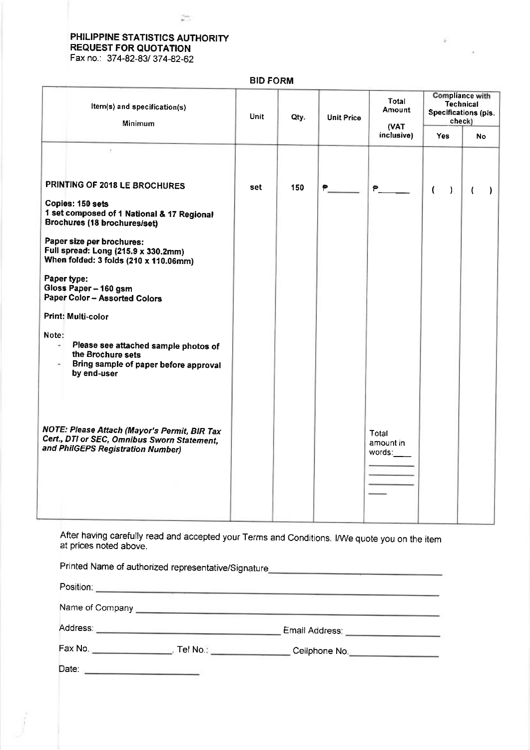**PHILIPPINE STATISTICS AUTHORITY**
**REQUEST FOR QUOTATION**
Fax no.: 374-82-83/ 374-82-62

## BID FORM

| Item(s) and specification(s) Minimum | Unit | Qty. | Unit Price | Total Amount (VAT inclusive) | Compliance with Technical Specifications (pls. check) | |
|---|---|---|---|---|---|---|
| | | | | | Yes | No |
| **PRINTING OF 2018 LE BROCHURES**<br><br>**Copies: 150 sets**<br>**1 set composed of 1 National & 17 Regional Brochures (18 brochures/set)**<br><br>**Paper size per brochures:**<br>**Full spread: Long (215.9 x 330.2mm)**<br>**When folded: 3 folds (210 x 110.06mm)**<br><br>**Paper type:**<br>**Gloss Paper – 160 gsm**<br>**Paper Color – Assorted Colors**<br><br>**Print: Multi-color**<br><br>**Note:**<br>- **Please see attached sample photos of the Brochure sets**<br>- **Bring sample of paper before approval by end-user** | set | 150 | ₱______ | ₱______ | ( ) | ( ) |
| ***NOTE: Please Attach (Mayor's Permit, BIR Tax Cert., DTI or SEC, Omnibus Sworn Statement, and PhilGEPS Registration Number)*** | | | | Total amount in words:____ | | |

After having carefully read and accepted your Terms and Conditions. I/We quote you on the item at prices noted above.

Printed Name of authorized representative/Signature______________________

Position: ______________________

Name of Company ______________________

Address: ______________________ Email Address: ______________

Fax No. ______________, Tel No.: ______________ Cellphone No. ______________

Date: ______________